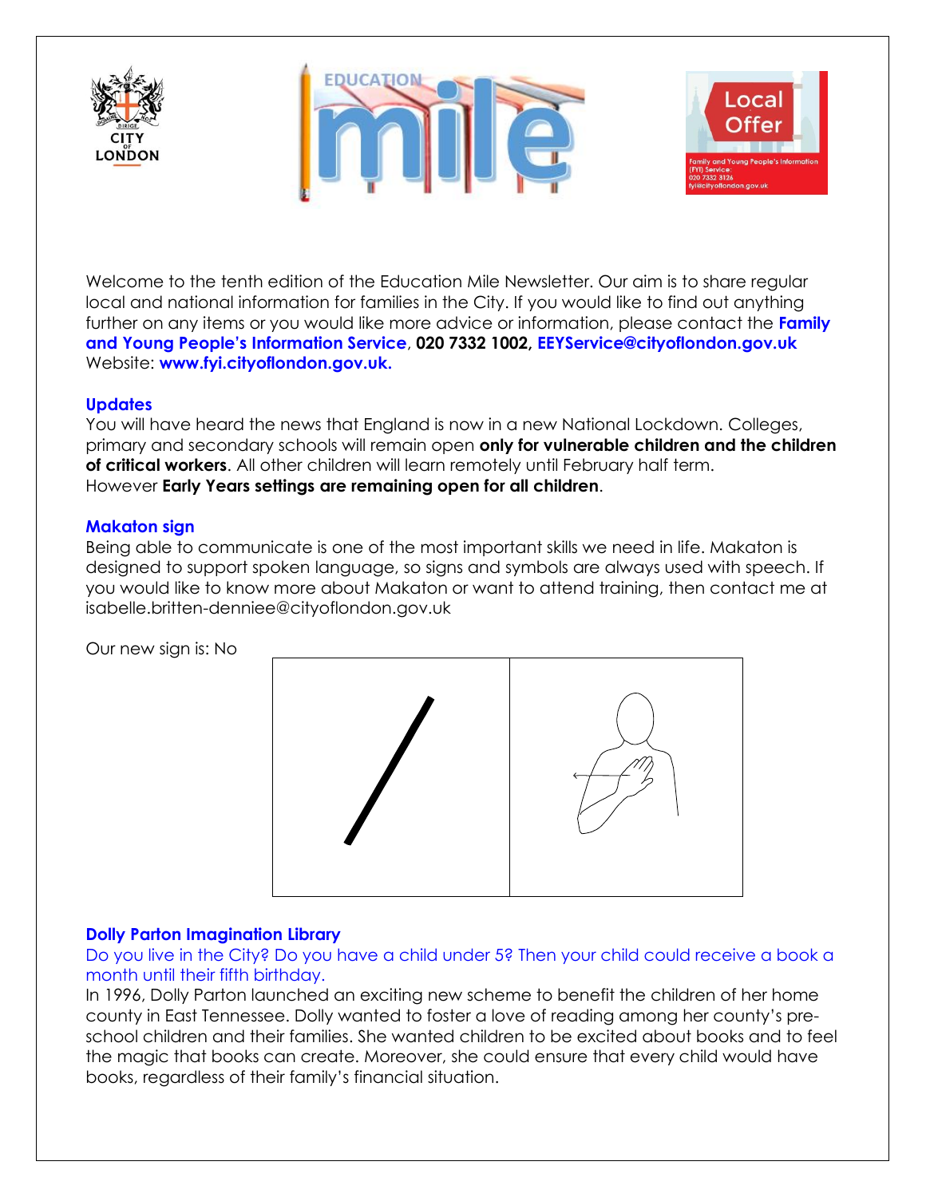Welcome to the tenth edition of the Education Mile Newsletter. Our aim is to share regular local and national information for families in the City. If you would like to find out anything further on any items or you would like more advice or information, please contact the **Family and Young People's Information Service**, **020 7332 1002, EEYService@cityoflondon.gov.uk** Website: **www.fyi.cityoflondon.gov.uk.**

## Updates

You will have heard the news that England is now in a new National Lockdown. Colleges, primary and secondary schools will remain open **only for vulnerable children and the children of critical workers**. All other children will learn remotely until February half term. However **Early Years settings are remaining open for all children**.

## Makaton sign

Being able to communicate is one of the most important skills we need in life. Makaton is designed to support spoken language, so signs and symbols are always used with speech. If you would like to know more about Makaton or want to attend training, then contact me at isabelle.britten-denniee@cityoflondon.gov.uk

Our new sign is: No

## Dolly Parton Imagination Library

Do you live in the City? Do you have a child under 5? Then your child could receive a book a month until their fifth birthday.

In 1996, Dolly Parton launched an exciting new scheme to benefit the children of her home county in East Tennessee. Dolly wanted to foster a love of reading among her county's pre-school children and their families. She wanted children to be excited about books and to feel the magic that books can create. Moreover, she could ensure that every child would have books, regardless of their family's financial situation.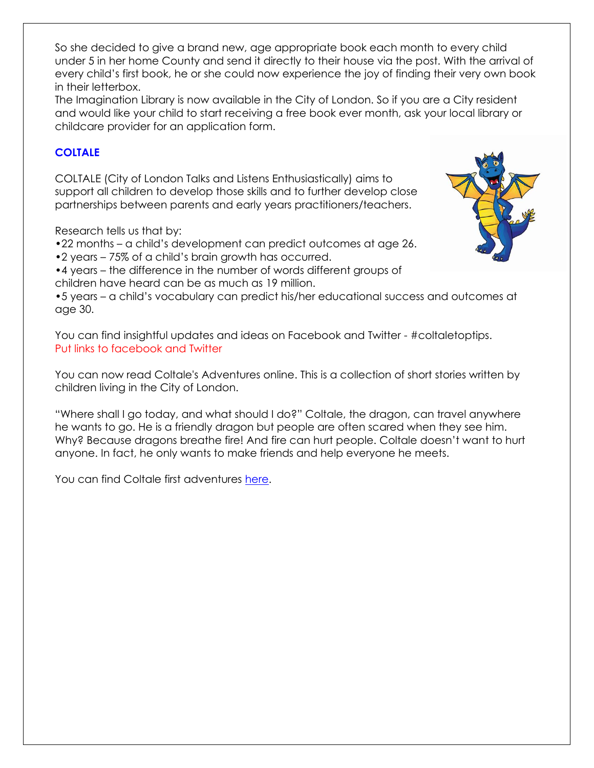So she decided to give a brand new, age appropriate book each month to every child under 5 in her home County and send it directly to their house via the post. With the arrival of every child's first book, he or she could now experience the joy of finding their very own book in their letterbox.
The Imagination Library is now available in the City of London. So if you are a City resident and would like your child to start receiving a free book ever month, ask your local library or childcare provider for an application form.

## COLTALE

COLTALE (City of London Talks and Listens Enthusiastically) aims to support all children to develop those skills and to further develop close partnerships between parents and early years practitioners/teachers.

Research tells us that by:

- 22 months – a child's development can predict outcomes at age 26.
- 2 years – 75% of a child's brain growth has occurred.
- 4 years – the difference in the number of words different groups of children have heard can be as much as 19 million.
- 5 years – a child's vocabulary can predict his/her educational success and outcomes at age 30.

You can find insightful updates and ideas on Facebook and Twitter - #coltaletoptips.
Put links to facebook and Twitter

You can now read Coltale's Adventures online. This is a collection of short stories written by children living in the City of London.

"Where shall I go today, and what should I do?" Coltale, the dragon, can travel anywhere he wants to go. He is a friendly dragon but people are often scared when they see him. Why? Because dragons breathe fire! And fire can hurt people. Coltale doesn't want to hurt anyone. In fact, he only wants to make friends and help everyone he meets.

You can find Coltale first adventures here.